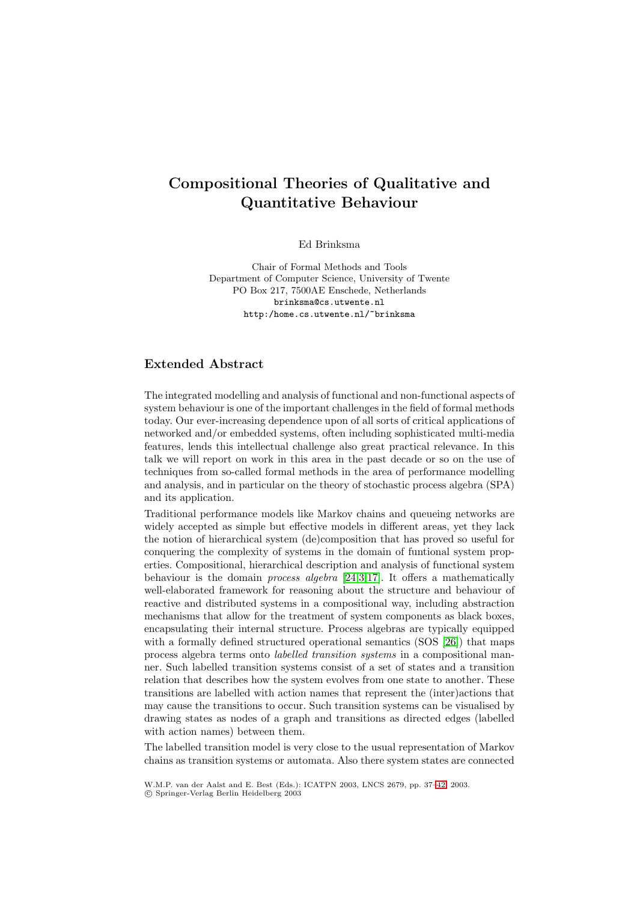# Compositional Theories of Qualitative and Quantitative Behaviour

Ed Brinksma

Chair of Formal Methods and Tools
Department of Computer Science, University of Twente
PO Box 217, 7500AE Enschede, Netherlands
brinksma@cs.utwente.nl
http:/home.cs.utwente.nl/~brinksma

## Extended Abstract

The integrated modelling and analysis of functional and non-functional aspects of system behaviour is one of the important challenges in the field of formal methods today. Our ever-increasing dependence upon of all sorts of critical applications of networked and/or embedded systems, often including sophisticated multi-media features, lends this intellectual challenge also great practical relevance. In this talk we will report on work in this area in the past decade or so on the use of techniques from so-called formal methods in the area of performance modelling and analysis, and in particular on the theory of stochastic process algebra (SPA) and its application.

Traditional performance models like Markov chains and queueing networks are widely accepted as simple but effective models in different areas, yet they lack the notion of hierarchical system (de)composition that has proved so useful for conquering the complexity of systems in the domain of funtional system properties. Compositional, hierarchical description and analysis of functional system behaviour is the domain *process algebra* [24,3,17]. It offers a mathematically well-elaborated framework for reasoning about the structure and behaviour of reactive and distributed systems in a compositional way, including abstraction mechanisms that allow for the treatment of system components as black boxes, encapsulating their internal structure. Process algebras are typically equipped with a formally defined structured operational semantics (SOS [26]) that maps process algebra terms onto *labelled transition systems* in a compositional manner. Such labelled transition systems consist of a set of states and a transition relation that describes how the system evolves from one state to another. These transitions are labelled with action names that represent the (inter)actions that may cause the transitions to occur. Such transition systems can be visualised by drawing states as nodes of a graph and transitions as directed edges (labelled with action names) between them.

The labelled transition model is very close to the usual representation of Markov chains as transition systems or automata. Also there system states are connected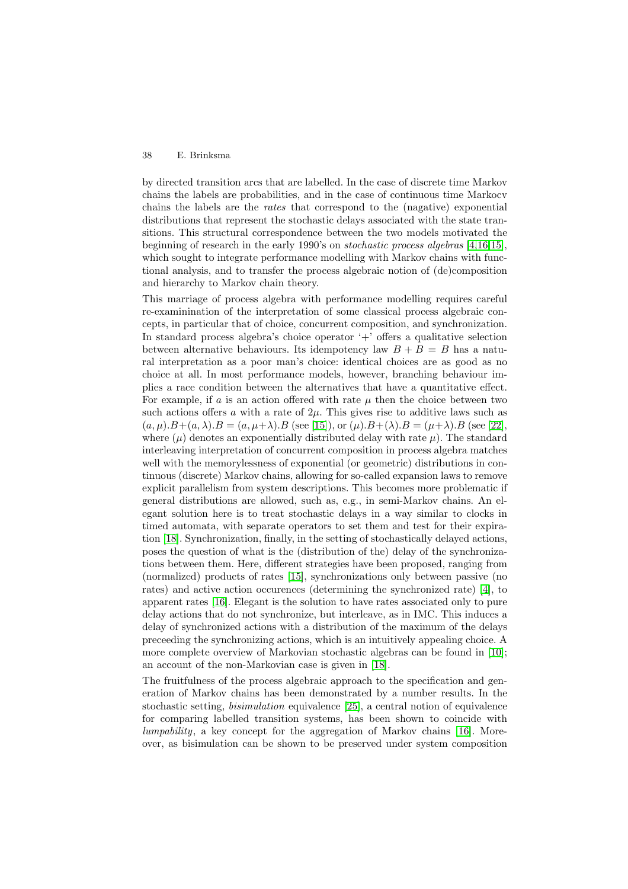by directed transition arcs that are labelled. In the case of discrete time Markov chains the labels are probabilities, and in the case of continuous time Markocv chains the labels are the *rates* that correspond to the (nagative) exponential distributions that represent the stochastic delays associated with the state transitions. This structural correspondence between the two models motivated the beginning of research in the early 1990's on *stochastic process algebras* [4,16,15], which sought to integrate performance modelling with Markov chains with functional analysis, and to transfer the process algebraic notion of (de)composition and hierarchy to Markov chain theory.

This marriage of process algebra with performance modelling requires careful re-examinination of the interpretation of some classical process algebraic concepts, in particular that of choice, concurrent composition, and synchronization. In standard process algebra's choice operator '+' offers a qualitative selection between alternative behaviours. Its idempotency law $B + B = B$ has a natural interpretation as a poor man's choice: identical choices are as good as no choice at all. In most performance models, however, branching behaviour implies a race condition between the alternatives that have a quantitative effect. For example, if $a$ is an action offered with rate $\mu$ then the choice between two such actions offers $a$ with a rate of $2\mu$. This gives rise to additive laws such as $(a,\mu).B+(a,\lambda).B = (a,\mu+\lambda).B$ (see [15]), or $(\mu).B+(\lambda).B = (\mu+\lambda).B$ (see [22], where $(\mu)$ denotes an exponentially distributed delay with rate $\mu$). The standard interleaving interpretation of concurrent composition in process algebra matches well with the memorylessness of exponential (or geometric) distributions in continuous (discrete) Markov chains, allowing for so-called expansion laws to remove explicit parallelism from system descriptions. This becomes more problematic if general distributions are allowed, such as, e.g., in semi-Markov chains. An elegant solution here is to treat stochastic delays in a way similar to clocks in timed automata, with separate operators to set them and test for their expiration [18]. Synchronization, finally, in the setting of stochastically delayed actions, poses the question of what is the (distribution of the) delay of the synchronizations between them. Here, different strategies have been proposed, ranging from (normalized) products of rates [15], synchronizations only between passive (no rates) and active action occurences (determining the synchronized rate) [4], to apparent rates [16]. Elegant is the solution to have rates associated only to pure delay actions that do not synchronize, but interleave, as in IMC. This induces a delay of synchronized actions with a distribution of the maximum of the delays preceeding the synchronizing actions, which is an intuitively appealing choice. A more complete overview of Markovian stochastic algebras can be found in [10]; an account of the non-Markovian case is given in [18].

The fruitfulness of the process algebraic approach to the specification and generation of Markov chains has been demonstrated by a number results. In the stochastic setting, *bisimulation* equivalence [25], a central notion of equivalence for comparing labelled transition systems, has been shown to coincide with *lumpability*, a key concept for the aggregation of Markov chains [16]. Moreover, as bisimulation can be shown to be preserved under system composition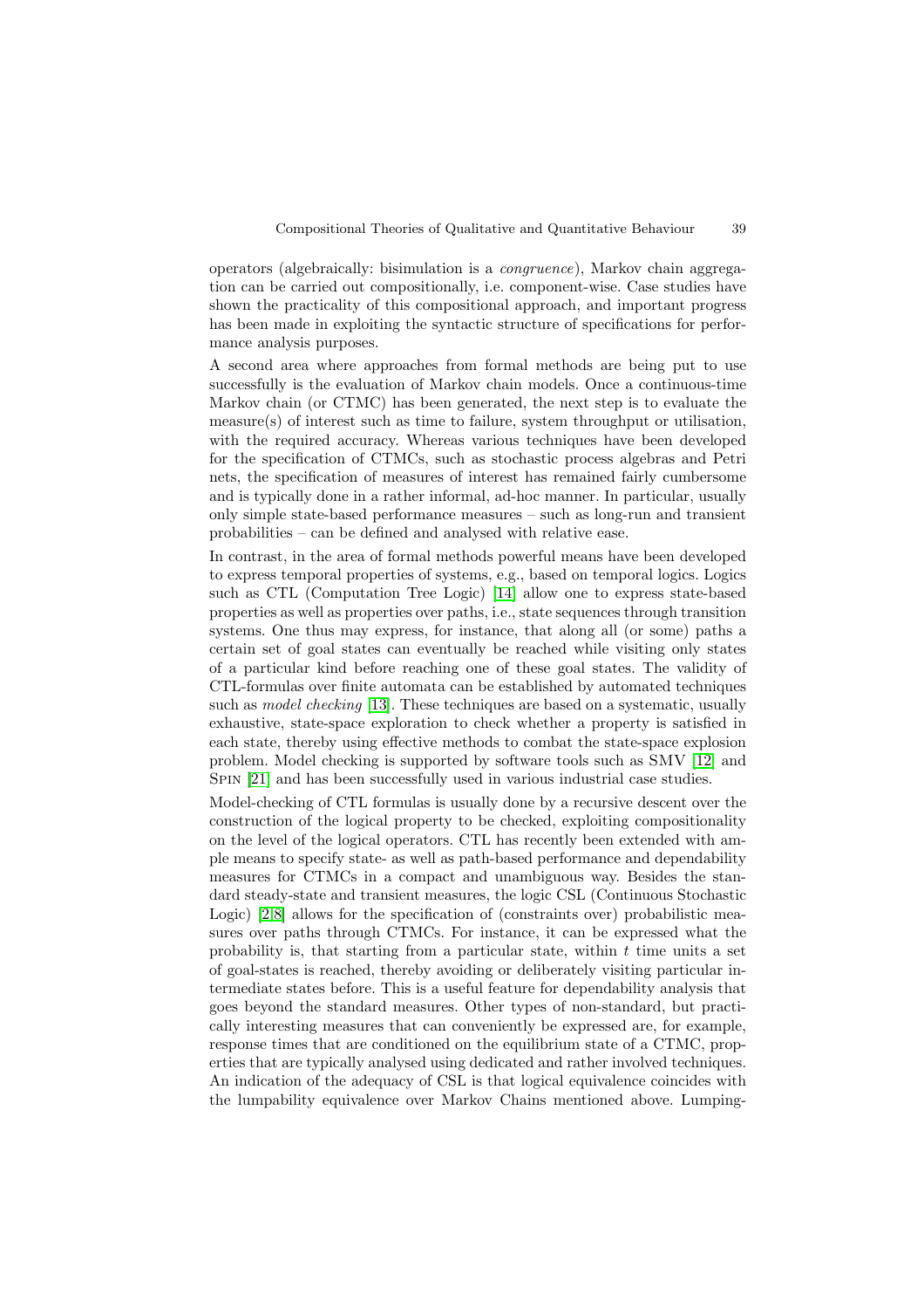operators (algebraically: bisimulation is a *congruence*), Markov chain aggregation can be carried out compositionally, i.e. component-wise. Case studies have shown the practicality of this compositional approach, and important progress has been made in exploiting the syntactic structure of specifications for performance analysis purposes.

A second area where approaches from formal methods are being put to use successfully is the evaluation of Markov chain models. Once a continuous-time Markov chain (or CTMC) has been generated, the next step is to evaluate the measure(s) of interest such as time to failure, system throughput or utilisation, with the required accuracy. Whereas various techniques have been developed for the specification of CTMCs, such as stochastic process algebras and Petri nets, the specification of measures of interest has remained fairly cumbersome and is typically done in a rather informal, ad-hoc manner. In particular, usually only simple state-based performance measures – such as long-run and transient probabilities – can be defined and analysed with relative ease.

In contrast, in the area of formal methods powerful means have been developed to express temporal properties of systems, e.g., based on temporal logics. Logics such as CTL (Computation Tree Logic) [14] allow one to express state-based properties as well as properties over paths, i.e., state sequences through transition systems. One thus may express, for instance, that along all (or some) paths a certain set of goal states can eventually be reached while visiting only states of a particular kind before reaching one of these goal states. The validity of CTL-formulas over finite automata can be established by automated techniques such as *model checking* [13]. These techniques are based on a systematic, usually exhaustive, state-space exploration to check whether a property is satisfied in each state, thereby using effective methods to combat the state-space explosion problem. Model checking is supported by software tools such as SMV [12] and Spin [21] and has been successfully used in various industrial case studies.

Model-checking of CTL formulas is usually done by a recursive descent over the construction of the logical property to be checked, exploiting compositionality on the level of the logical operators. CTL has recently been extended with ample means to specify state- as well as path-based performance and dependability measures for CTMCs in a compact and unambiguous way. Besides the standard steady-state and transient measures, the logic CSL (Continuous Stochastic Logic) [2,8] allows for the specification of (constraints over) probabilistic measures over paths through CTMCs. For instance, it can be expressed what the probability is, that starting from a particular state, within $t$ time units a set of goal-states is reached, thereby avoiding or deliberately visiting particular intermediate states before. This is a useful feature for dependability analysis that goes beyond the standard measures. Other types of non-standard, but practically interesting measures that can conveniently be expressed are, for example, response times that are conditioned on the equilibrium state of a CTMC, properties that are typically analysed using dedicated and rather involved techniques. An indication of the adequacy of CSL is that logical equivalence coincides with the lumpability equivalence over Markov Chains mentioned above. Lumping-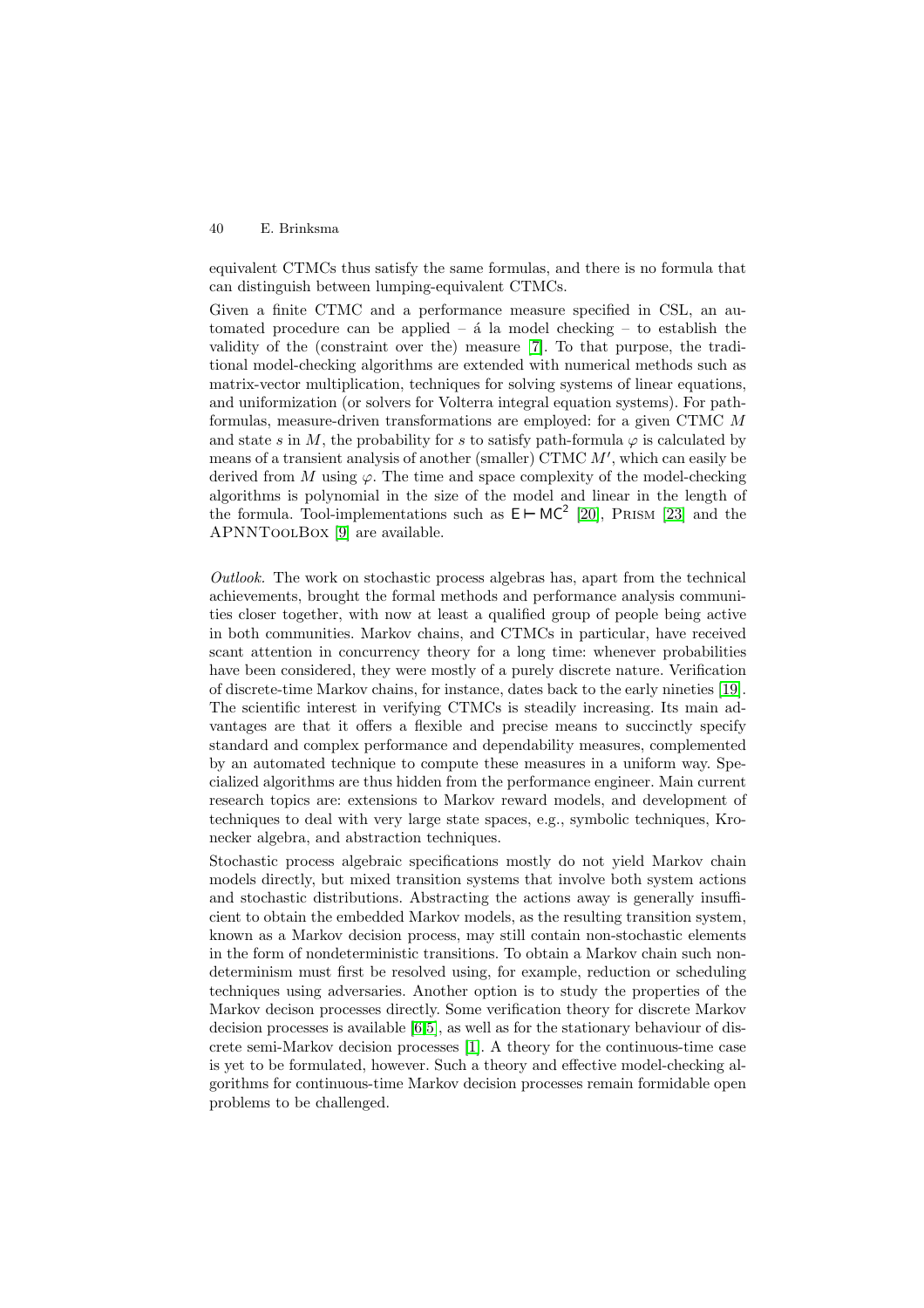equivalent CTMCs thus satisfy the same formulas, and there is no formula that can distinguish between lumping-equivalent CTMCs.

Given a finite CTMC and a performance measure specified in CSL, an automated procedure can be applied – á la model checking – to establish the validity of the (constraint over the) measure [7]. To that purpose, the traditional model-checking algorithms are extended with numerical methods such as matrix-vector multiplication, techniques for solving systems of linear equations, and uniformization (or solvers for Volterra integral equation systems). For path-formulas, measure-driven transformations are employed: for a given CTMC $M$ and state $s$ in $M$, the probability for $s$ to satisfy path-formula $\varphi$ is calculated by means of a transient analysis of another (smaller) CTMC $M'$, which can easily be derived from $M$ using $\varphi$. The time and space complexity of the model-checking algorithms is polynomial in the size of the model and linear in the length of the formula. Tool-implementations such as $\mathsf{E} \vdash \mathsf{MC}^2$ [20], Prism [23] and the APNNToolBox [9] are available.

*Outlook.* The work on stochastic process algebras has, apart from the technical achievements, brought the formal methods and performance analysis communities closer together, with now at least a qualified group of people being active in both communities. Markov chains, and CTMCs in particular, have received scant attention in concurrency theory for a long time: whenever probabilities have been considered, they were mostly of a purely discrete nature. Verification of discrete-time Markov chains, for instance, dates back to the early nineties [19]. The scientific interest in verifying CTMCs is steadily increasing. Its main advantages are that it offers a flexible and precise means to succinctly specify standard and complex performance and dependability measures, complemented by an automated technique to compute these measures in a uniform way. Specialized algorithms are thus hidden from the performance engineer. Main current research topics are: extensions to Markov reward models, and development of techniques to deal with very large state spaces, e.g., symbolic techniques, Kronecker algebra, and abstraction techniques.

Stochastic process algebraic specifications mostly do not yield Markov chain models directly, but mixed transition systems that involve both system actions and stochastic distributions. Abstracting the actions away is generally insufficient to obtain the embedded Markov models, as the resulting transition system, known as a Markov decision process, may still contain non-stochastic elements in the form of nondeterministic transitions. To obtain a Markov chain such nondeterminism must first be resolved using, for example, reduction or scheduling techniques using adversaries. Another option is to study the properties of the Markov decison processes directly. Some verification theory for discrete Markov decision processes is available [6,5], as well as for the stationary behaviour of discrete semi-Markov decision processes [1]. A theory for the continuous-time case is yet to be formulated, however. Such a theory and effective model-checking algorithms for continuous-time Markov decision processes remain formidable open problems to be challenged.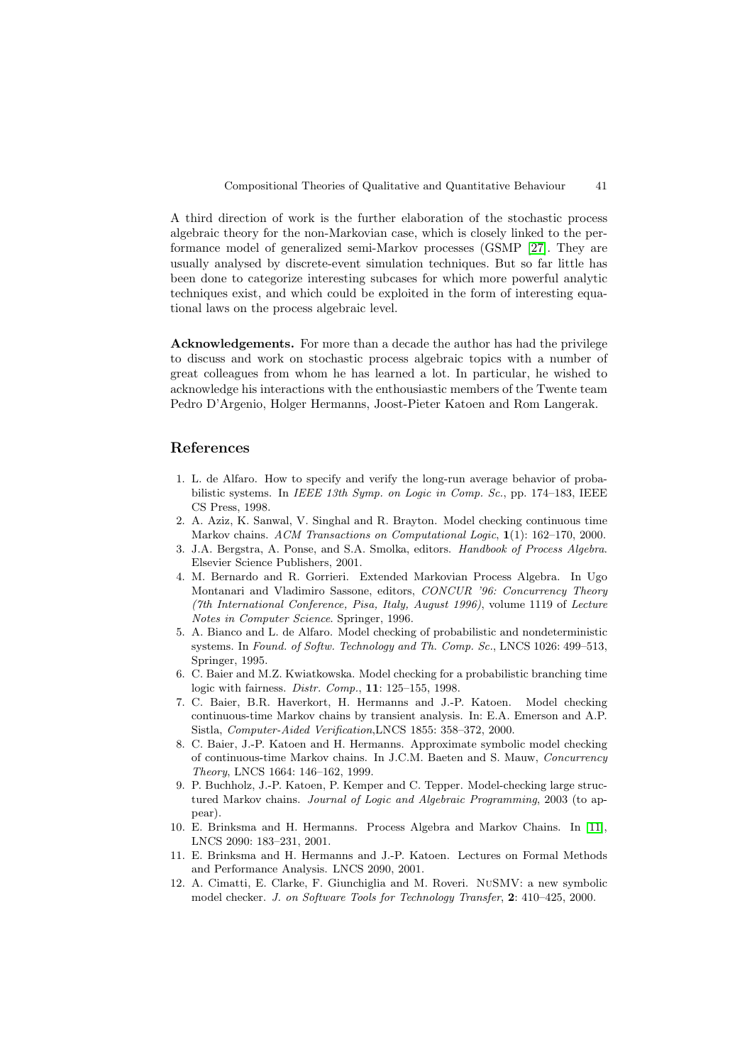A third direction of work is the further elaboration of the stochastic process algebraic theory for the non-Markovian case, which is closely linked to the performance model of generalized semi-Markov processes (GSMP [27]. They are usually analysed by discrete-event simulation techniques. But so far little has been done to categorize interesting subcases for which more powerful analytic techniques exist, and which could be exploited in the form of interesting equational laws on the process algebraic level.

**Acknowledgements.** For more than a decade the author has had the privilege to discuss and work on stochastic process algebraic topics with a number of great colleagues from whom he has learned a lot. In particular, he wished to acknowledge his interactions with the enthousiastic members of the Twente team Pedro D'Argenio, Holger Hermanns, Joost-Pieter Katoen and Rom Langerak.

## References

1. L. de Alfaro. How to specify and verify the long-run average behavior of probabilistic systems. In *IEEE 13th Symp. on Logic in Comp. Sc.*, pp. 174–183, IEEE CS Press, 1998.
2. A. Aziz, K. Sanwal, V. Singhal and R. Brayton. Model checking continuous time Markov chains. *ACM Transactions on Computational Logic*, **1**(1): 162–170, 2000.
3. J.A. Bergstra, A. Ponse, and S.A. Smolka, editors. *Handbook of Process Algebra*. Elsevier Science Publishers, 2001.
4. M. Bernardo and R. Gorrieri. Extended Markovian Process Algebra. In Ugo Montanari and Vladimiro Sassone, editors, *CONCUR '96: Concurrency Theory (7th International Conference, Pisa, Italy, August 1996)*, volume 1119 of *Lecture Notes in Computer Science*. Springer, 1996.
5. A. Bianco and L. de Alfaro. Model checking of probabilistic and nondeterministic systems. In *Found. of Softw. Technology and Th. Comp. Sc.*, LNCS 1026: 499–513, Springer, 1995.
6. C. Baier and M.Z. Kwiatkowska. Model checking for a probabilistic branching time logic with fairness. *Distr. Comp.*, **11**: 125–155, 1998.
7. C. Baier, B.R. Haverkort, H. Hermanns and J.-P. Katoen. Model checking continuous-time Markov chains by transient analysis. In: E.A. Emerson and A.P. Sistla, *Computer-Aided Verification*,LNCS 1855: 358–372, 2000.
8. C. Baier, J.-P. Katoen and H. Hermanns. Approximate symbolic model checking of continuous-time Markov chains. In J.C.M. Baeten and S. Mauw, *Concurrency Theory*, LNCS 1664: 146–162, 1999.
9. P. Buchholz, J.-P. Katoen, P. Kemper and C. Tepper. Model-checking large structured Markov chains. *Journal of Logic and Algebraic Programming*, 2003 (to appear).
10. E. Brinksma and H. Hermanns. Process Algebra and Markov Chains. In [11], LNCS 2090: 183–231, 2001.
11. E. Brinksma and H. Hermanns and J.-P. Katoen. Lectures on Formal Methods and Performance Analysis. LNCS 2090, 2001.
12. A. Cimatti, E. Clarke, F. Giunchiglia and M. Roveri. NuSMV: a new symbolic model checker. *J. on Software Tools for Technology Transfer*, **2**: 410–425, 2000.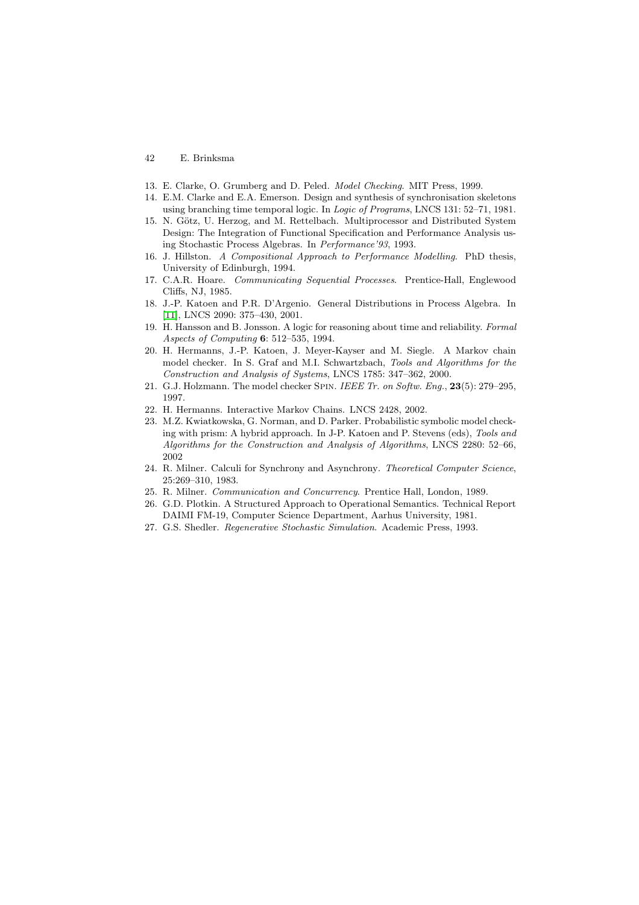13. E. Clarke, O. Grumberg and D. Peled. *Model Checking*. MIT Press, 1999.
14. E.M. Clarke and E.A. Emerson. Design and synthesis of synchronisation skeletons using branching time temporal logic. In *Logic of Programs*, LNCS 131: 52–71, 1981.
15. N. Götz, U. Herzog, and M. Rettelbach. Multiprocessor and Distributed System Design: The Integration of Functional Specification and Performance Analysis using Stochastic Process Algebras. In *Performance'93*, 1993.
16. J. Hillston. *A Compositional Approach to Performance Modelling*. PhD thesis, University of Edinburgh, 1994.
17. C.A.R. Hoare. *Communicating Sequential Processes*. Prentice-Hall, Englewood Cliffs, NJ, 1985.
18. J.-P. Katoen and P.R. D'Argenio. General Distributions in Process Algebra. In [11], LNCS 2090: 375–430, 2001.
19. H. Hansson and B. Jonsson. A logic for reasoning about time and reliability. *Formal Aspects of Computing* **6**: 512–535, 1994.
20. H. Hermanns, J.-P. Katoen, J. Meyer-Kayser and M. Siegle. A Markov chain model checker. In S. Graf and M.I. Schwartzbach, *Tools and Algorithms for the Construction and Analysis of Systems*, LNCS 1785: 347–362, 2000.
21. G.J. Holzmann. The model checker SPIN. *IEEE Tr. on Softw. Eng.*, **23**(5): 279–295, 1997.
22. H. Hermanns. Interactive Markov Chains. LNCS 2428, 2002.
23. M.Z. Kwiatkowska, G. Norman, and D. Parker. Probabilistic symbolic model checking with prism: A hybrid approach. In J-P. Katoen and P. Stevens (eds), *Tools and Algorithms for the Construction and Analysis of Algorithms*, LNCS 2280: 52–66, 2002
24. R. Milner. Calculi for Synchrony and Asynchrony. *Theoretical Computer Science*, 25:269–310, 1983.
25. R. Milner. *Communication and Concurrency*. Prentice Hall, London, 1989.
26. G.D. Plotkin. A Structured Approach to Operational Semantics. Technical Report DAIMI FM-19, Computer Science Department, Aarhus University, 1981.
27. G.S. Shedler. *Regenerative Stochastic Simulation*. Academic Press, 1993.